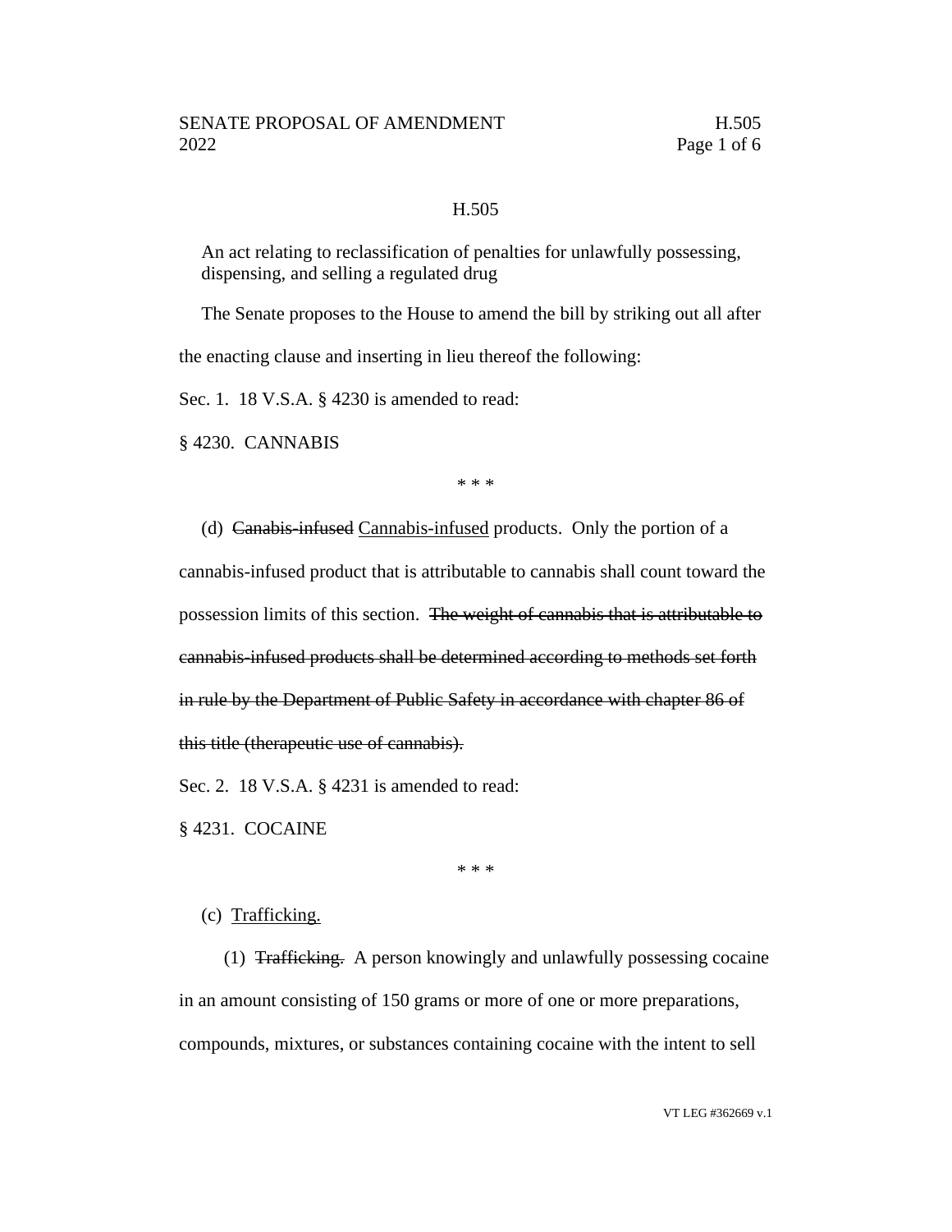H.505

An act relating to reclassification of penalties for unlawfully possessing, dispensing, and selling a regulated drug

The Senate proposes to the House to amend the bill by striking out all after the enacting clause and inserting in lieu thereof the following:

Sec. 1. 18 V.S.A. § 4230 is amended to read:

§ 4230. CANNABIS

\* \* \*

(d) ~~Canabis-infused~~ <u>Cannabis-infused</u> products. Only the portion of a cannabis-infused product that is attributable to cannabis shall count toward the possession limits of this section. ~~The weight of cannabis that is attributable to cannabis-infused products shall be determined according to methods set forth in rule by the Department of Public Safety in accordance with chapter 86 of this title (therapeutic use of cannabis).~~

Sec. 2. 18 V.S.A. § 4231 is amended to read:

§ 4231. COCAINE

\* \* \*

(c) <u>Trafficking.</u>

(1) ~~Trafficking.~~ A person knowingly and unlawfully possessing cocaine in an amount consisting of 150 grams or more of one or more preparations, compounds, mixtures, or substances containing cocaine with the intent to sell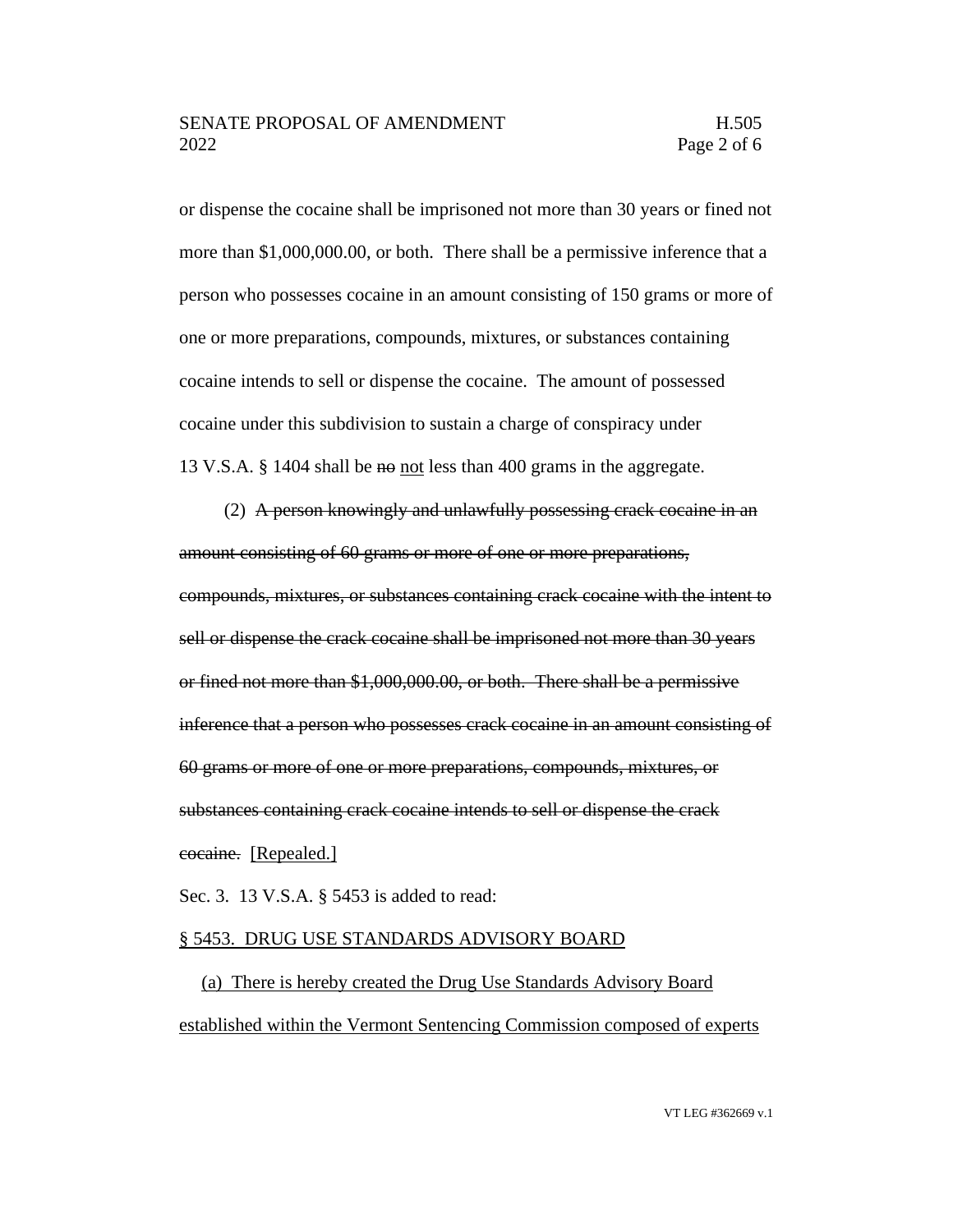or dispense the cocaine shall be imprisoned not more than 30 years or fined not more than $1,000,000.00, or both. There shall be a permissive inference that a person who possesses cocaine in an amount consisting of 150 grams or more of one or more preparations, compounds, mixtures, or substances containing cocaine intends to sell or dispense the cocaine. The amount of possessed cocaine under this subdivision to sustain a charge of conspiracy under 13 V.S.A. § 1404 shall be ~~no~~ <u>not</u> less than 400 grams in the aggregate.

(2) ~~A person knowingly and unlawfully possessing crack cocaine in an amount consisting of 60 grams or more of one or more preparations, compounds, mixtures, or substances containing crack cocaine with the intent to sell or dispense the crack cocaine shall be imprisoned not more than 30 years or fined not more than $1,000,000.00, or both. There shall be a permissive inference that a person who possesses crack cocaine in an amount consisting of 60 grams or more of one or more preparations, compounds, mixtures, or substances containing crack cocaine intends to sell or dispense the crack cocaine.~~ <u>[Repealed.]</u>

Sec. 3. 13 V.S.A. § 5453 is added to read:

<u>§ 5453. DRUG USE STANDARDS ADVISORY BOARD</u>

<u>(a) There is hereby created the Drug Use Standards Advisory Board established within the Vermont Sentencing Commission composed of experts</u>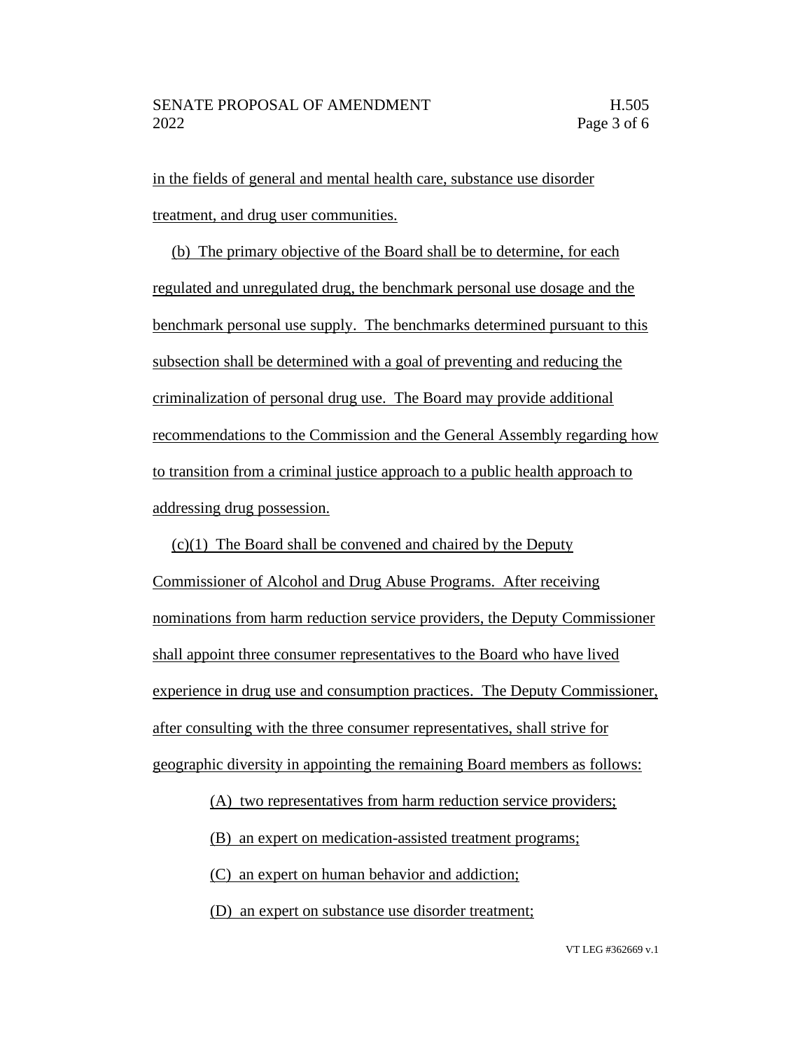in the fields of general and mental health care, substance use disorder treatment, and drug user communities.

(b) The primary objective of the Board shall be to determine, for each regulated and unregulated drug, the benchmark personal use dosage and the benchmark personal use supply. The benchmarks determined pursuant to this subsection shall be determined with a goal of preventing and reducing the criminalization of personal drug use. The Board may provide additional recommendations to the Commission and the General Assembly regarding how to transition from a criminal justice approach to a public health approach to addressing drug possession.

(c)(1) The Board shall be convened and chaired by the Deputy Commissioner of Alcohol and Drug Abuse Programs. After receiving nominations from harm reduction service providers, the Deputy Commissioner shall appoint three consumer representatives to the Board who have lived experience in drug use and consumption practices. The Deputy Commissioner, after consulting with the three consumer representatives, shall strive for geographic diversity in appointing the remaining Board members as follows:

(A) two representatives from harm reduction service providers;

(B) an expert on medication-assisted treatment programs;

(C) an expert on human behavior and addiction;

(D) an expert on substance use disorder treatment;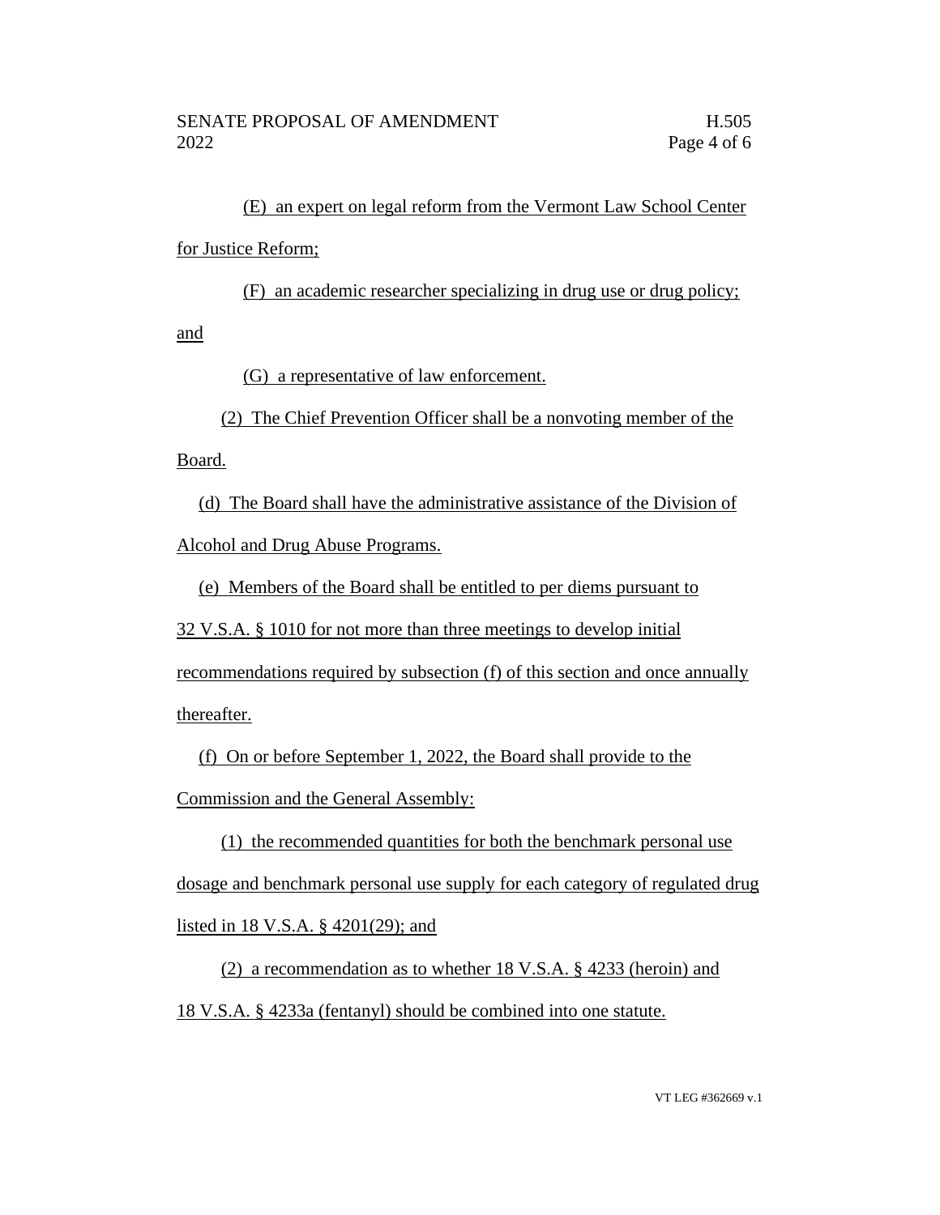(E) an expert on legal reform from the Vermont Law School Center for Justice Reform;

(F) an academic researcher specializing in drug use or drug policy; and

(G) a representative of law enforcement.

(2) The Chief Prevention Officer shall be a nonvoting member of the Board.

(d) The Board shall have the administrative assistance of the Division of Alcohol and Drug Abuse Programs.

(e) Members of the Board shall be entitled to per diems pursuant to 32 V.S.A. § 1010 for not more than three meetings to develop initial recommendations required by subsection (f) of this section and once annually thereafter.

(f) On or before September 1, 2022, the Board shall provide to the Commission and the General Assembly:

(1) the recommended quantities for both the benchmark personal use dosage and benchmark personal use supply for each category of regulated drug listed in 18 V.S.A. § 4201(29); and

(2) a recommendation as to whether 18 V.S.A. § 4233 (heroin) and 18 V.S.A. § 4233a (fentanyl) should be combined into one statute.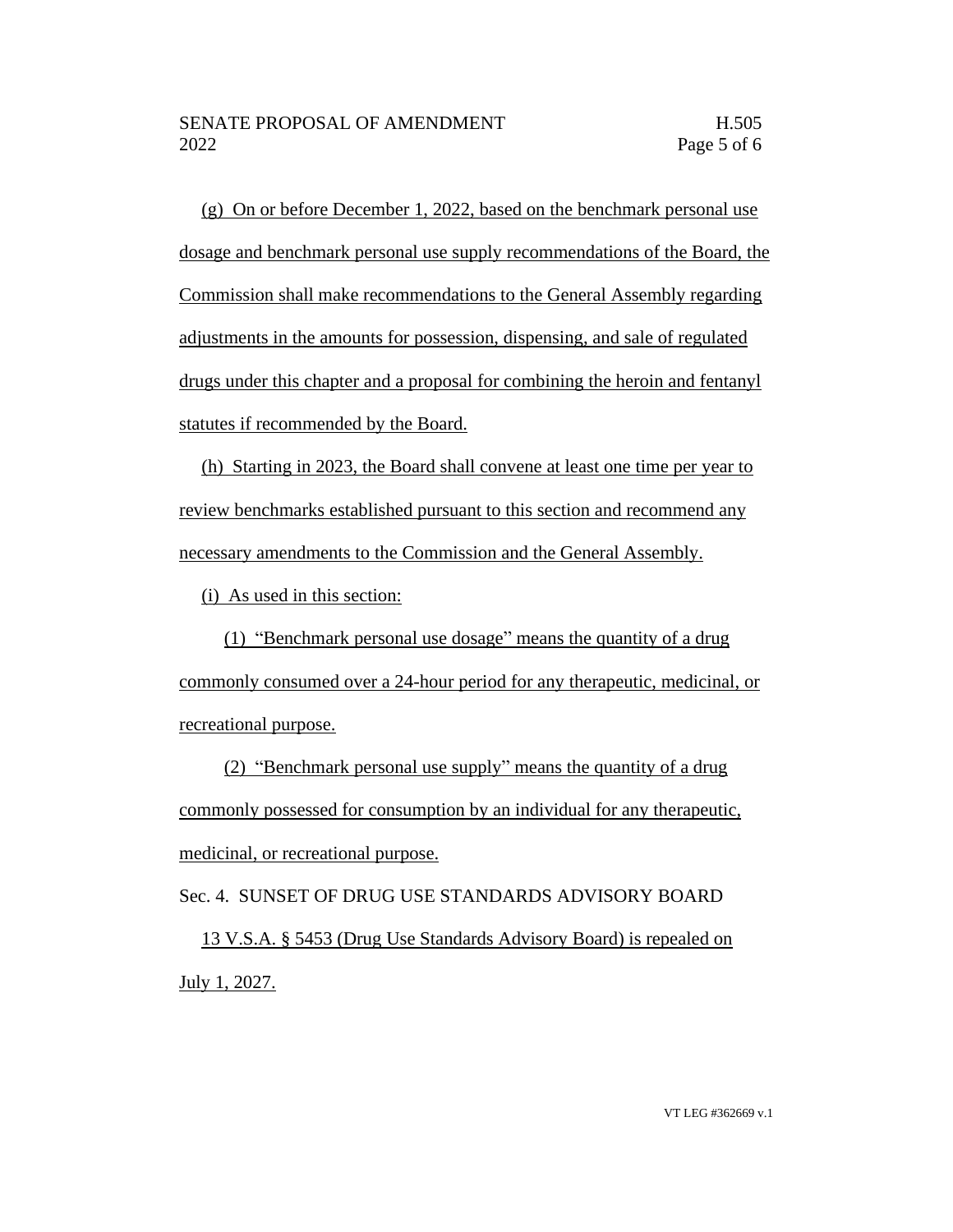(g) On or before December 1, 2022, based on the benchmark personal use dosage and benchmark personal use supply recommendations of the Board, the Commission shall make recommendations to the General Assembly regarding adjustments in the amounts for possession, dispensing, and sale of regulated drugs under this chapter and a proposal for combining the heroin and fentanyl statutes if recommended by the Board.

(h) Starting in 2023, the Board shall convene at least one time per year to review benchmarks established pursuant to this section and recommend any necessary amendments to the Commission and the General Assembly.

(i) As used in this section:

(1) "Benchmark personal use dosage" means the quantity of a drug commonly consumed over a 24-hour period for any therapeutic, medicinal, or recreational purpose.

(2) "Benchmark personal use supply" means the quantity of a drug commonly possessed for consumption by an individual for any therapeutic, medicinal, or recreational purpose.

Sec. 4. SUNSET OF DRUG USE STANDARDS ADVISORY BOARD

13 V.S.A. § 5453 (Drug Use Standards Advisory Board) is repealed on July 1, 2027.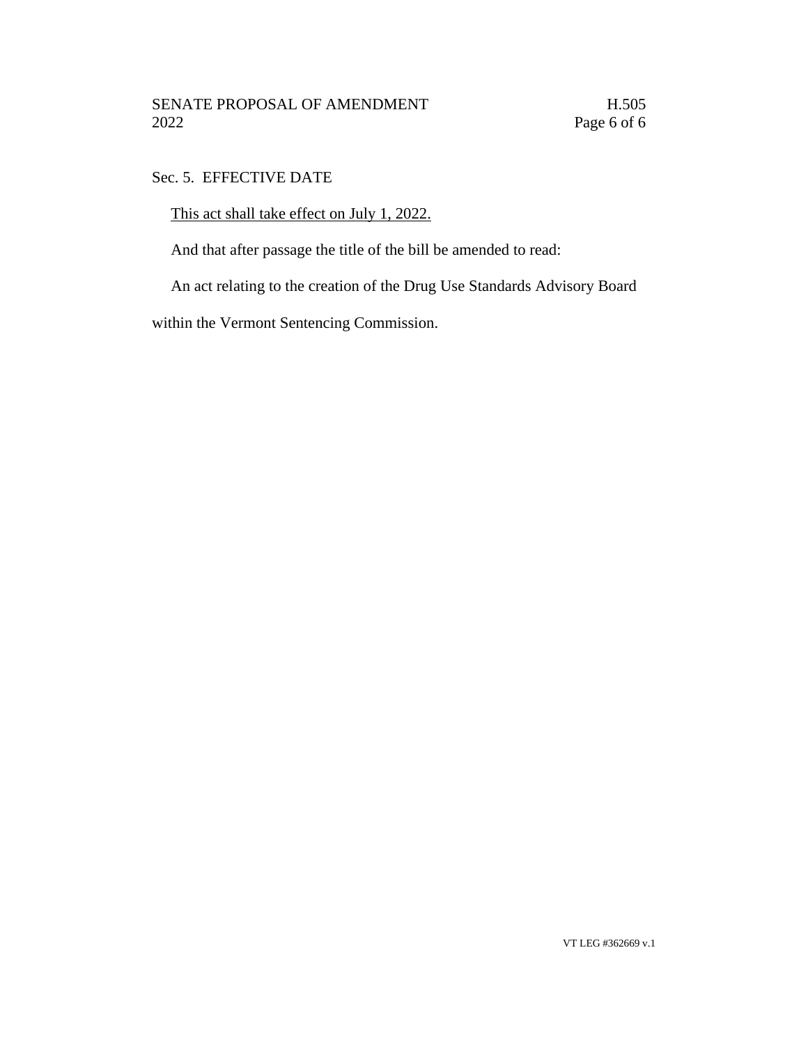Sec. 5. EFFECTIVE DATE

<u>This act shall take effect on July 1, 2022.</u>

And that after passage the title of the bill be amended to read:

An act relating to the creation of the Drug Use Standards Advisory Board within the Vermont Sentencing Commission.